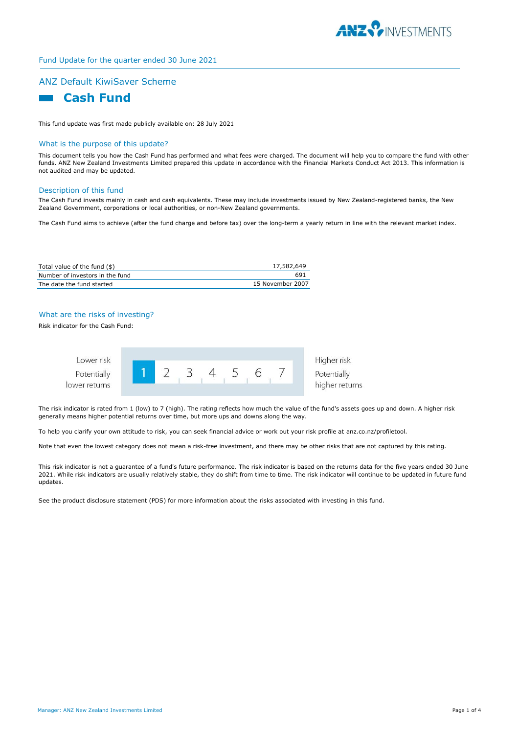Fund Update for the quarter ended 30 June 2021

## ANZ Default KiwiSaver Scheme

# Cash Fund

This fund update was first made publicly available on: 28 July 2021

## What is the purpose of this update?

This document tells you how the Cash Fund has performed and what fees were charged. The document will help you to compare the fund with other funds. ANZ New Zealand Investments Limited prepared this update in accordance with the Financial Markets Conduct Act 2013. This information is not audited and may be updated.

## Description of this fund

The Cash Fund invests mainly in cash and cash equivalents. These may include investments issued by New Zealand-registered banks, the New Zealand Government, corporations or local authorities, or non-New Zealand governments.

The Cash Fund aims to achieve (after the fund charge and before tax) over the long-term a yearly return in line with the relevant market index.

| | |
|---|---|
| Total value of the fund ($) | 17,582,649 |
| Number of investors in the fund | 691 |
| The date the fund started | 15 November 2007 |

## What are the risks of investing?

Risk indicator for the Cash Fund:

| Lower risk<br>Potentially lower returns | **1** | 2 | 3 | 4 | 5 | 6 | 7 | Higher risk<br>Potentially higher returns |
|---|---|---|---|---|---|---|---|---|

The risk indicator is rated from 1 (low) to 7 (high). The rating reflects how much the value of the fund's assets goes up and down. A higher risk generally means higher potential returns over time, but more ups and downs along the way.

To help you clarify your own attitude to risk, you can seek financial advice or work out your risk profile at anz.co.nz/profiletool.

Note that even the lowest category does not mean a risk-free investment, and there may be other risks that are not captured by this rating.

This risk indicator is not a guarantee of a fund's future performance. The risk indicator is based on the returns data for the five years ended 30 June 2021. While risk indicators are usually relatively stable, they do shift from time to time. The risk indicator will continue to be updated in future fund updates.

See the product disclosure statement (PDS) for more information about the risks associated with investing in this fund.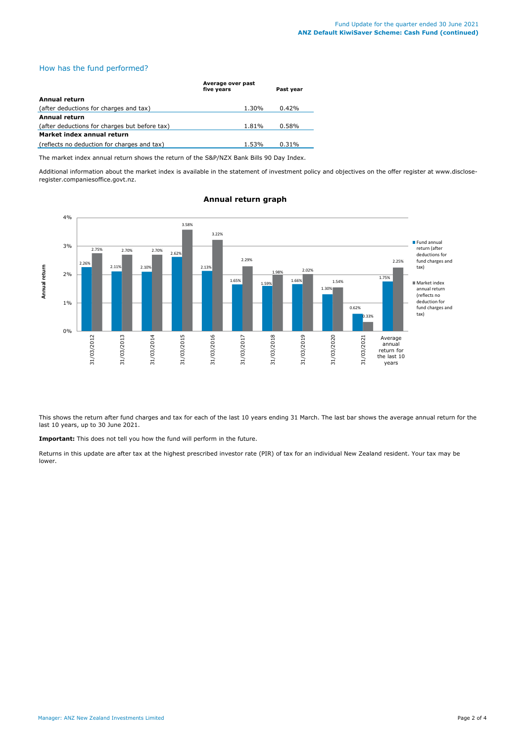## How has the fund performed?

| | Average over past five years | Past year |
|---|---|---|
| **Annual return** | | |
| (after deductions for charges and tax) | 1.30% | 0.42% |
| **Annual return** | | |
| (after deductions for charges but before tax) | 1.81% | 0.58% |
| **Market index annual return** | | |
| (reflects no deduction for charges and tax) | 1.53% | 0.31% |

The market index annual return shows the return of the S&P/NZX Bank Bills 90 Day Index.

Additional information about the market index is available in the statement of investment policy and objectives on the offer register at www.disclose-register.companiesoffice.govt.nz.

### Annual return graph

| | Fund annual return (after deductions for fund charges and tax) | Market index annual return (reflects no deduction for fund charges and tax) |
|---|---|---|
| 31/03/2012 | 2.26% | 2.75% |
| 31/03/2013 | 2.11% | 2.70% |
| 31/03/2014 | 2.10% | 2.70% |
| 31/03/2015 | 2.62% | 3.58% |
| 31/03/2016 | 2.13% | 3.22% |
| 31/03/2017 | 1.65% | 2.29% |
| 31/03/2018 | 1.59% | 1.98% |
| 31/03/2019 | 1.66% | 2.02% |
| 31/03/2020 | 1.30% | 1.54% |
| 31/03/2021 | 0.62% | 0.33% |
| Average annual return for the last 10 years | 1.75% | 2.25% |

This shows the return after fund charges and tax for each of the last 10 years ending 31 March. The last bar shows the average annual return for the last 10 years, up to 30 June 2021.

**Important:** This does not tell you how the fund will perform in the future.

Returns in this update are after tax at the highest prescribed investor rate (PIR) of tax for an individual New Zealand resident. Your tax may be lower.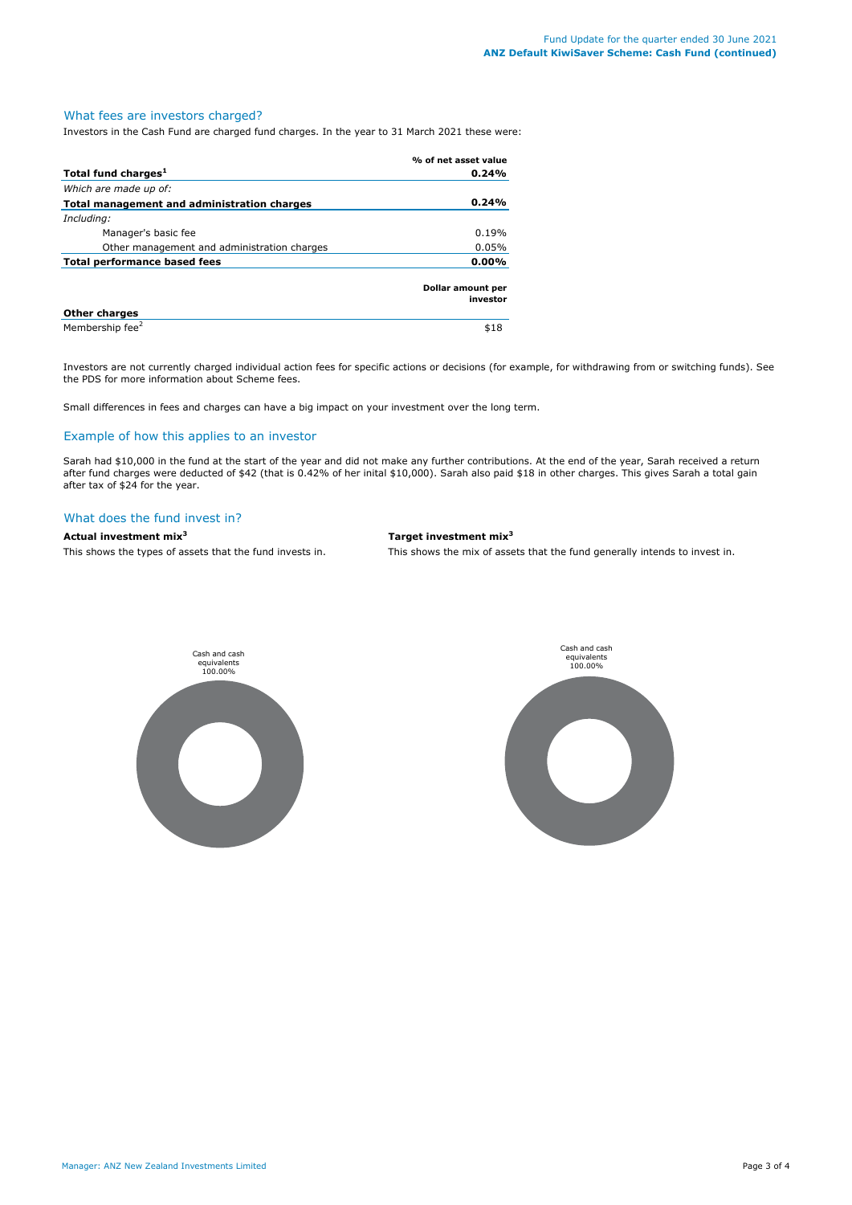## What fees are investors charged?

Investors in the Cash Fund are charged fund charges. In the year to 31 March 2021 these were:

| | % of net asset value |
|---|---|
| **Total fund charges[1]** | **0.24%** |
| *Which are made up of:* | |
| **Total management and administration charges** | **0.24%** |
| *Including:* | |
| Manager's basic fee | 0.19% |
| Other management and administration charges | 0.05% |
| **Total performance based fees** | **0.00%** |
| | **Dollar amount per investor** |
| **Other charges** | |
| Membership fee[2] | $18 |

Investors are not currently charged individual action fees for specific actions or decisions (for example, for withdrawing from or switching funds). See the PDS for more information about Scheme fees.

Small differences in fees and charges can have a big impact on your investment over the long term.

## Example of how this applies to an investor

Sarah had $10,000 in the fund at the start of the year and did not make any further contributions. At the end of the year, Sarah received a return after fund charges were deducted of $42 (that is 0.42% of her inital $10,000). Sarah also paid $18 in other charges. This gives Sarah a total gain after tax of $24 for the year.

## What does the fund invest in?

**Actual investment mix[3]**

This shows the types of assets that the fund invests in.

Cash and cash equivalents 100.00%

**Target investment mix[3]**

This shows the mix of assets that the fund generally intends to invest in.

Cash and cash equivalents 100.00%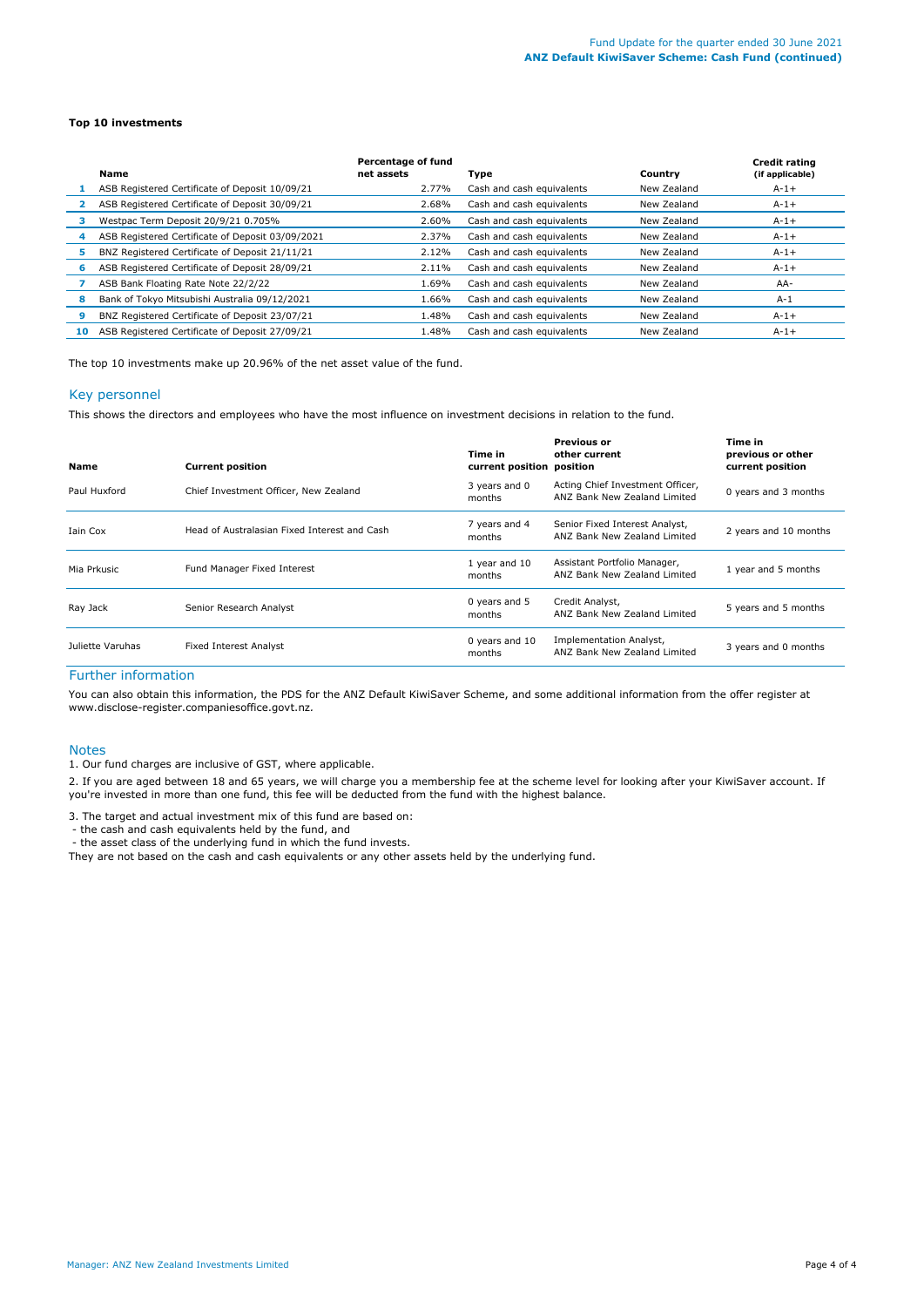### Top 10 investments

| | Name | Percentage of fund net assets | Type | Country | Credit rating (if applicable) |
|---|---|---|---|---|---|
| 1 | ASB Registered Certificate of Deposit 10/09/21 | 2.77% | Cash and cash equivalents | New Zealand | A-1+ |
| 2 | ASB Registered Certificate of Deposit 30/09/21 | 2.68% | Cash and cash equivalents | New Zealand | A-1+ |
| 3 | Westpac Term Deposit 20/9/21 0.705% | 2.60% | Cash and cash equivalents | New Zealand | A-1+ |
| 4 | ASB Registered Certificate of Deposit 03/09/2021 | 2.37% | Cash and cash equivalents | New Zealand | A-1+ |
| 5 | BNZ Registered Certificate of Deposit 21/11/21 | 2.12% | Cash and cash equivalents | New Zealand | A-1+ |
| 6 | ASB Registered Certificate of Deposit 28/09/21 | 2.11% | Cash and cash equivalents | New Zealand | A-1+ |
| 7 | ASB Bank Floating Rate Note 22/2/22 | 1.69% | Cash and cash equivalents | New Zealand | AA- |
| 8 | Bank of Tokyo Mitsubishi Australia 09/12/2021 | 1.66% | Cash and cash equivalents | New Zealand | A-1 |
| 9 | BNZ Registered Certificate of Deposit 23/07/21 | 1.48% | Cash and cash equivalents | New Zealand | A-1+ |
| 10 | ASB Registered Certificate of Deposit 27/09/21 | 1.48% | Cash and cash equivalents | New Zealand | A-1+ |

The top 10 investments make up 20.96% of the net asset value of the fund.

## Key personnel

This shows the directors and employees who have the most influence on investment decisions in relation to the fund.

| Name | Current position | Time in current position | Previous or other current position | Time in previous or other current position |
|---|---|---|---|---|
| Paul Huxford | Chief Investment Officer, New Zealand | 3 years and 0 months | Acting Chief Investment Officer, ANZ Bank New Zealand Limited | 0 years and 3 months |
| Iain Cox | Head of Australasian Fixed Interest and Cash | 7 years and 4 months | Senior Fixed Interest Analyst, ANZ Bank New Zealand Limited | 2 years and 10 months |
| Mia Prkusic | Fund Manager Fixed Interest | 1 year and 10 months | Assistant Portfolio Manager, ANZ Bank New Zealand Limited | 1 year and 5 months |
| Ray Jack | Senior Research Analyst | 0 years and 5 months | Credit Analyst, ANZ Bank New Zealand Limited | 5 years and 5 months |
| Juliette Varuhas | Fixed Interest Analyst | 0 years and 10 months | Implementation Analyst, ANZ Bank New Zealand Limited | 3 years and 0 months |

## Further information

You can also obtain this information, the PDS for the ANZ Default KiwiSaver Scheme, and some additional information from the offer register at www.disclose-register.companiesoffice.govt.nz.

## Notes

1. Our fund charges are inclusive of GST, where applicable.

2. If you are aged between 18 and 65 years, we will charge you a membership fee at the scheme level for looking after your KiwiSaver account. If you're invested in more than one fund, this fee will be deducted from the fund with the highest balance.

3. The target and actual investment mix of this fund are based on:
- the cash and cash equivalents held by the fund, and
- the asset class of the underlying fund in which the fund invests.

They are not based on the cash and cash equivalents or any other assets held by the underlying fund.